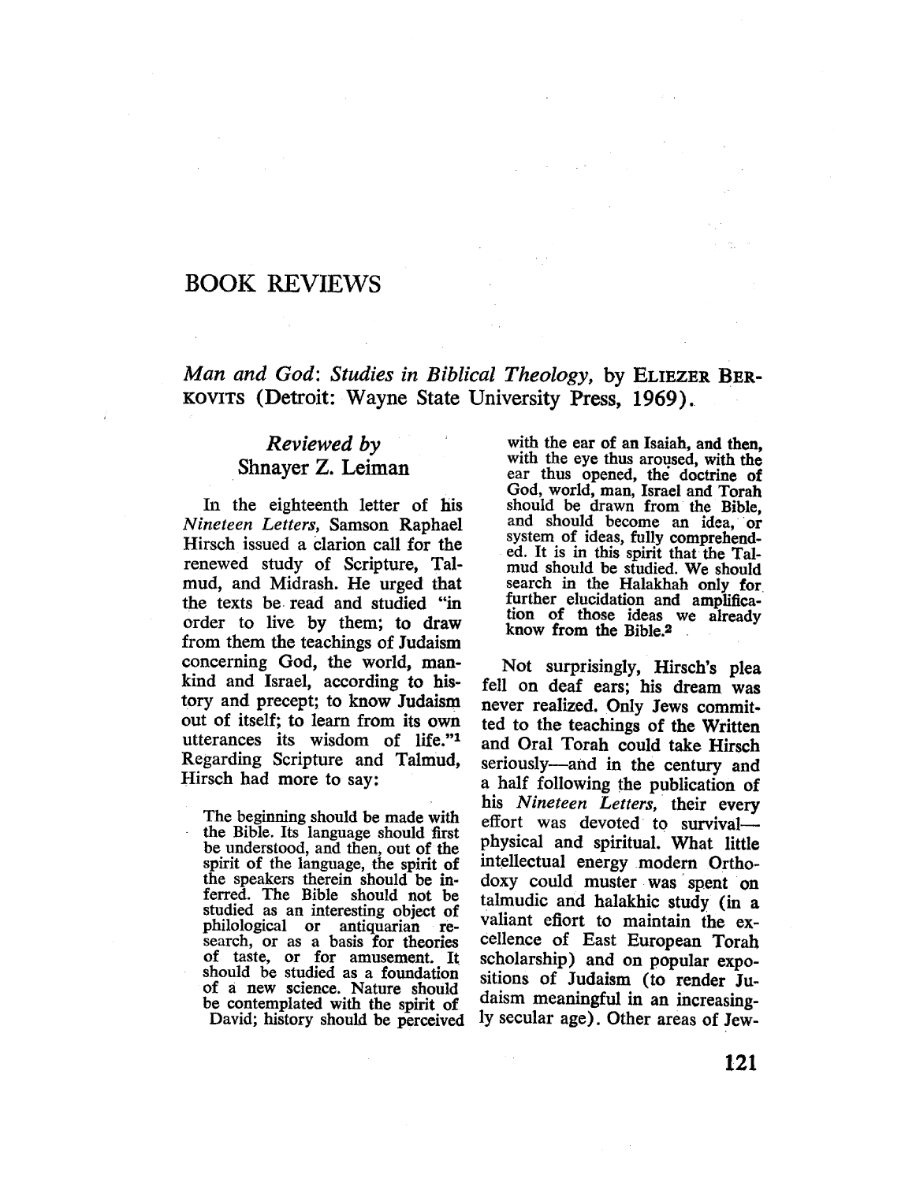# BOOK REVIEWS

*Man and God: Studies in Biblical Theology*, by ELIEZER BERKOVITS (Detroit: Wayne State University Press, 1969).

*Reviewed by*
Shnayer Z. Leiman

In the eighteenth letter of his *Nineteen Letters*, Samson Raphael Hirsch issued a clarion call for the renewed study of Scripture, Talmud, and Midrash. He urged that the texts be read and studied "in order to live by them; to draw from them the teachings of Judaism concerning God, the world, mankind and Israel, according to history and precept; to know Judaism out of itself; to learn from its own utterances its wisdom of life."[1] Regarding Scripture and Talmud, Hirsch had more to say:

> The beginning should be made with the Bible. Its language should first be understood, and then, out of the spirit of the language, the spirit of the speakers therein should be inferred. The Bible should not be studied as an interesting object of philological or antiquarian research, or as a basis for theories of taste, or for amusement. It should be studied as a foundation of a new science. Nature should be contemplated with the spirit of David; history should be perceived with the ear of an Isaiah, and then, with the eye thus aroused, with the ear thus opened, the doctrine of God, world, man, Israel and Torah should be drawn from the Bible, and should become an idea, or system of ideas, fully comprehended. It is in this spirit that the Talmud should be studied. We should search in the Halakhah only for further elucidation and amplification of those ideas we already know from the Bible.[2]

Not surprisingly, Hirsch's plea fell on deaf ears; his dream was never realized. Only Jews committed to the teachings of the Written and Oral Torah could take Hirsch seriously—and in the century and a half following the publication of his *Nineteen Letters*, their every effort was devoted to survival—physical and spiritual. What little intellectual energy modern Orthodoxy could muster was spent on talmudic and halakhic study (in a valiant effort to maintain the excellence of East European Torah scholarship) and on popular expositions of Judaism (to render Judaism meaningful in an increasingly secular age). Other areas of Jew-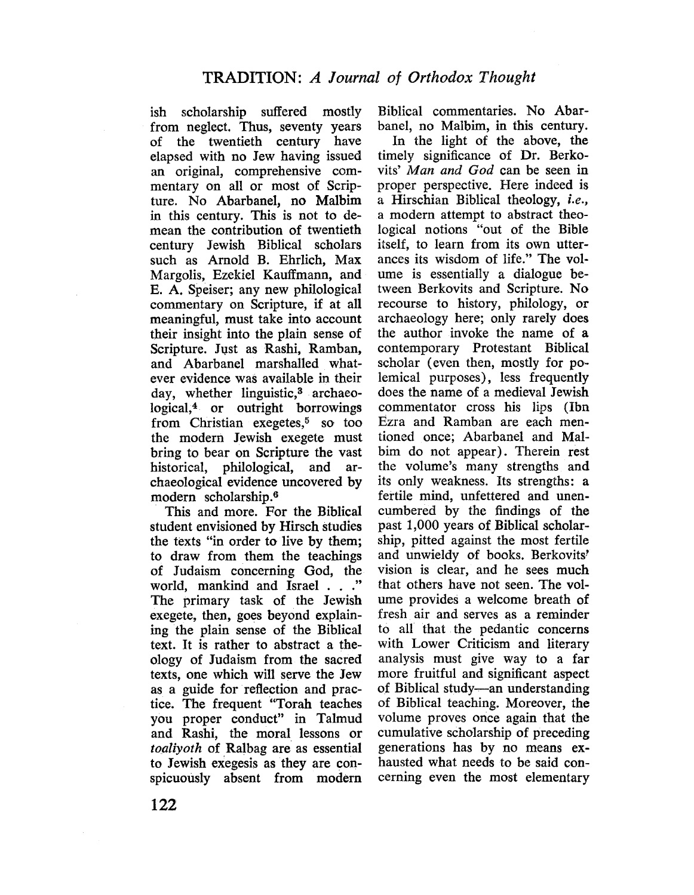ish scholarship suffered mostly from neglect. Thus, seventy years of the twentieth century have elapsed with no Jew having issued an original, comprehensive commentary on all or most of Scripture. No Abarbanel, no Malbim in this century. This is not to demean the contribution of twentieth century Jewish Biblical scholars such as Arnold B. Ehrlich, Max Margolis, Ezekiel Kauffmann, and E. A. Speiser; any new philological commentary on Scripture, if at all meaningful, must take into account their insight into the plain sense of Scripture. Just as Rashi, Ramban, and Abarbanel marshalled whatever evidence was available in their day, whether linguistic,[3] archaeological,[4] or outright borrowings from Christian exegetes,[5] so too the modern Jewish exegete must bring to bear on Scripture the vast historical, philological, and archaeological evidence uncovered by modern scholarship.[6]

This and more. For the Biblical student envisioned by Hirsch studies the texts "in order to live by them; to draw from them the teachings of Judaism concerning God, the world, mankind and Israel . . ." The primary task of the Jewish exegete, then, goes beyond explaining the plain sense of the Biblical text. It is rather to abstract a theology of Judaism from the sacred texts, one which will serve the Jew as a guide for reflection and practice. The frequent "Torah teaches you proper conduct" in Talmud and Rashi, the moral lessons or *toaliyoth* of Ralbag are as essential to Jewish exegesis as they are conspicuously absent from modern Biblical commentaries. No Abarbanel, no Malbim, in this century.

In the light of the above, the timely significance of Dr. Berkovits' *Man and God* can be seen in proper perspective. Here indeed is a Hirschian Biblical theology, *i.e.*, a modern attempt to abstract theological notions "out of the Bible itself, to learn from its own utterances its wisdom of life." The volume is essentially a dialogue between Berkovits and Scripture. No recourse to history, philology, or archaeology here; only rarely does the author invoke the name of a contemporary Protestant Biblical scholar (even then, mostly for polemical purposes), less frequently does the name of a medieval Jewish commentator cross his lips (Ibn Ezra and Ramban are each mentioned once; Abarbanel and Malbim do not appear). Therein rest the volume's many strengths and its only weakness. Its strengths: a fertile mind, unfettered and unencumbered by the findings of the past 1,000 years of Biblical scholarship, pitted against the most fertile and unwieldy of books. Berkovits' vision is clear, and he sees much that others have not seen. The volume provides a welcome breath of fresh air and serves as a reminder to all that the pedantic concerns with Lower Criticism and literary analysis must give way to a far more fruitful and significant aspect of Biblical study—an understanding of Biblical teaching. Moreover, the volume proves once again that the cumulative scholarship of preceding generations has by no means exhausted what needs to be said concerning even the most elementary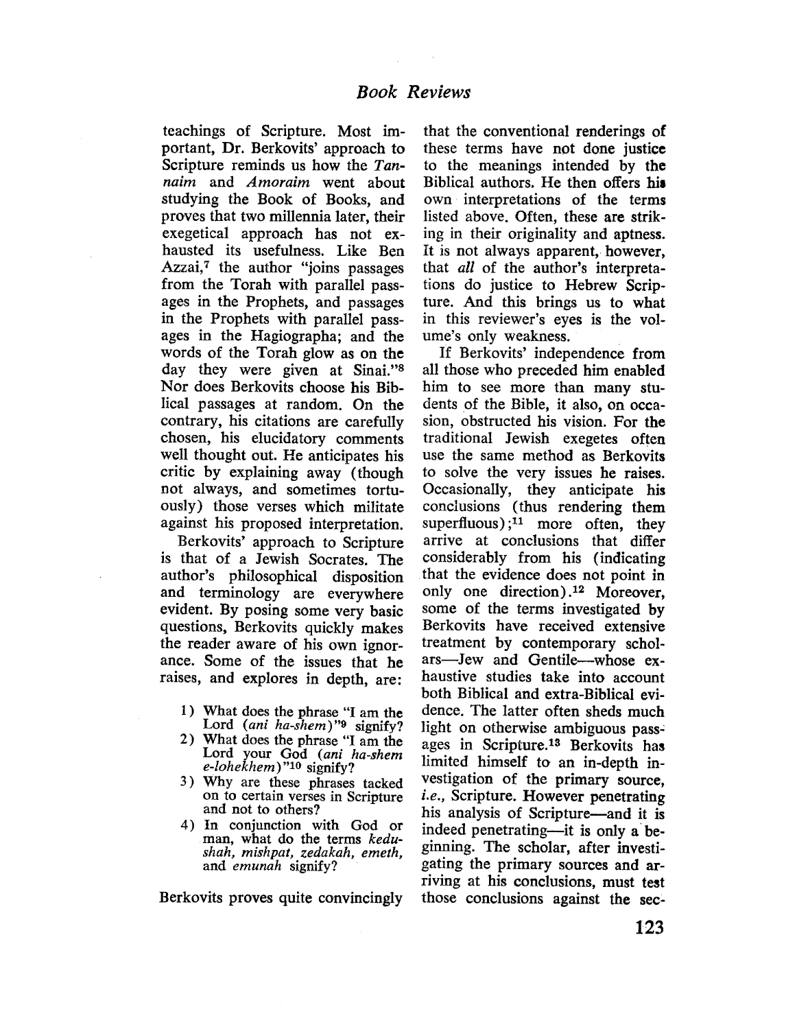teachings of Scripture. Most important, Dr. Berkovits' approach to Scripture reminds us how the *Tannaim* and *Amoraim* went about studying the Book of Books, and proves that two millennia later, their exegetical approach has not exhausted its usefulness. Like Ben Azzai,[7] the author "joins passages from the Torah with parallel passages in the Prophets, and passages in the Prophets with parallel passages in the Hagiographa; and the words of the Torah glow as on the day they were given at Sinai."[8] Nor does Berkovits choose his Biblical passages at random. On the contrary, his citations are carefully chosen, his elucidatory comments well thought out. He anticipates his critic by explaining away (though not always, and sometimes tortuously) those verses which militate against his proposed interpretation.

Berkovits' approach to Scripture is that of a Jewish Socrates. The author's philosophical disposition and terminology are everywhere evident. By posing some very basic questions, Berkovits quickly makes the reader aware of his own ignorance. Some of the issues that he raises, and explores in depth, are:

1) What does the phrase "I am the Lord (*ani ha-shem*)"[9] signify?
2) What does the phrase "I am the Lord your God (*ani ha-shem e-lohekhem*)"[10] signify?
3) Why are these phrases tacked on to certain verses in Scripture and not to others?
4) In conjunction with God or man, what do the terms *kedushah, mishpat, zedakah, emeth,* and *emunah* signify?

Berkovits proves quite convincingly that the conventional renderings of these terms have not done justice to the meanings intended by the Biblical authors. He then offers his own interpretations of the terms listed above. Often, these are striking in their originality and aptness. It is not always apparent, however, that *all* of the author's interpretations do justice to Hebrew Scripture. And this brings us to what in this reviewer's eyes is the volume's only weakness.

If Berkovits' independence from all those who preceded him enabled him to see more than many students of the Bible, it also, on occasion, obstructed his vision. For the traditional Jewish exegetes often use the same method as Berkovits to solve the very issues he raises. Occasionally, they anticipate his conclusions (thus rendering them superfluous);[11] more often, they arrive at conclusions that differ considerably from his (indicating that the evidence does not point in only one direction).[12] Moreover, some of the terms investigated by Berkovits have received extensive treatment by contemporary scholars—Jew and Gentile—whose exhaustive studies take into account both Biblical and extra-Biblical evidence. The latter often sheds much light on otherwise ambiguous passages in Scripture.[13] Berkovits has limited himself to an in-depth investigation of the primary source, *i.e.*, Scripture. However penetrating his analysis of Scripture—and it is indeed penetrating—it is only a beginning. The scholar, after investigating the primary sources and arriving at his conclusions, must test those conclusions against the sec-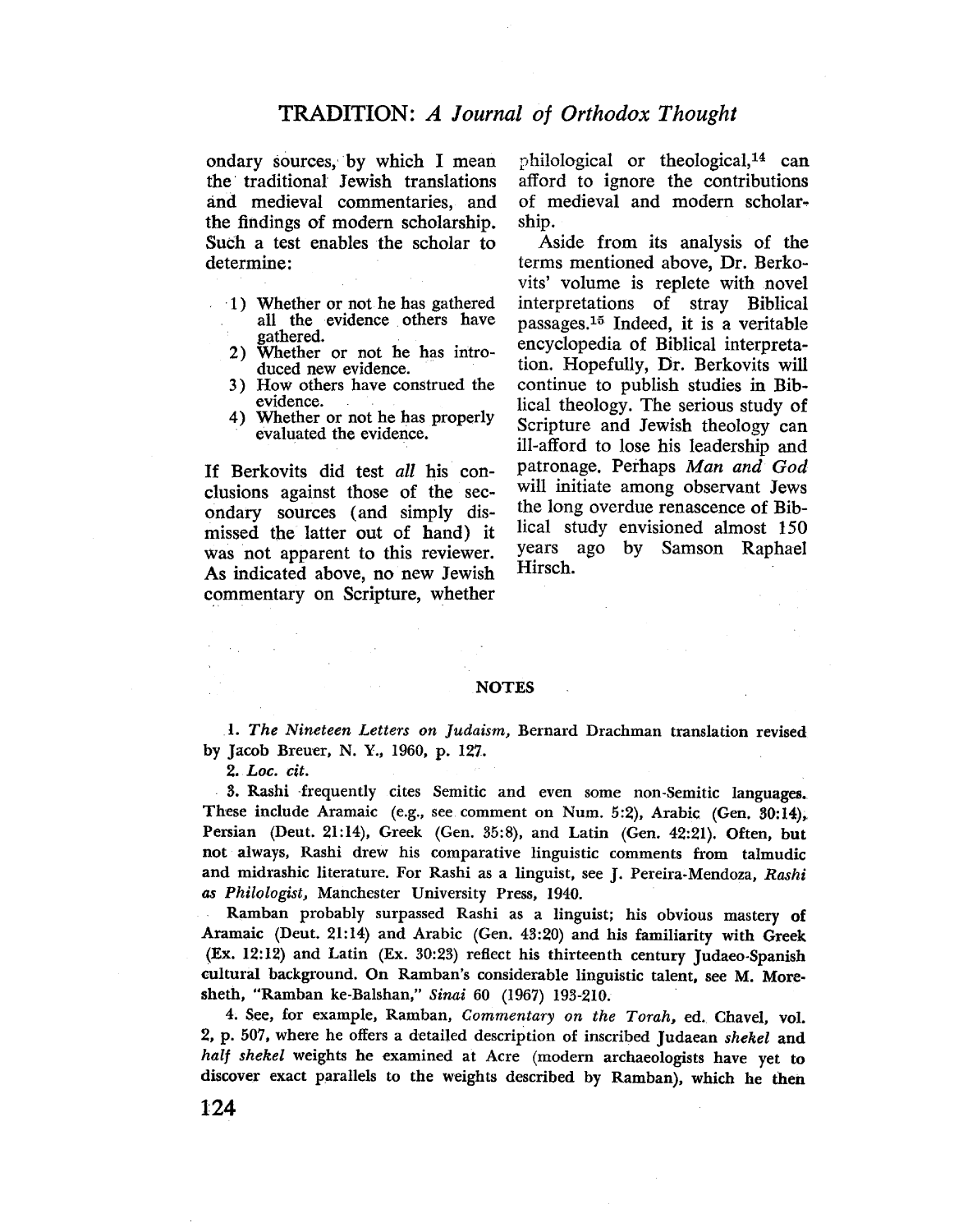ondary sources, by which I mean the traditional Jewish translations and medieval commentaries, and the findings of modern scholarship. Such a test enables the scholar to determine:

1) Whether or not he has gathered all the evidence others have gathered.
2) Whether or not he has introduced new evidence.
3) How others have construed the evidence.
4) Whether or not he has properly evaluated the evidence.

If Berkovits did test *all* his conclusions against those of the secondary sources (and simply dismissed the latter out of hand) it was not apparent to this reviewer. As indicated above, no new Jewish commentary on Scripture, whether philological or theological,[14] can afford to ignore the contributions of medieval and modern scholarship.

Aside from its analysis of the terms mentioned above, Dr. Berkovits' volume is replete with novel interpretations of stray Biblical passages.[15] Indeed, it is a veritable encyclopedia of Biblical interpretation. Hopefully, Dr. Berkovits will continue to publish studies in Biblical theology. The serious study of Scripture and Jewish theology can ill-afford to lose his leadership and patronage. Perhaps *Man and God* will initiate among observant Jews the long overdue renascence of Biblical study envisioned almost 150 years ago by Samson Raphael Hirsch.

## NOTES

1. *The Nineteen Letters on Judaism*, Bernard Drachman translation revised by Jacob Breuer, N. Y., 1960, p. 127.

2. *Loc. cit.*

3. Rashi frequently cites Semitic and even some non-Semitic languages. These include Aramaic (e.g., see comment on Num. 5:2), Arabic (Gen. 30:14), Persian (Deut. 21:14), Greek (Gen. 35:8), and Latin (Gen. 42:21). Often, but not always, Rashi drew his comparative linguistic comments from talmudic and midrashic literature. For Rashi as a linguist, see J. Pereira-Mendoza, *Rashi as Philologist*, Manchester University Press, 1940.

Ramban probably surpassed Rashi as a linguist; his obvious mastery of Aramaic (Deut. 21:14) and Arabic (Gen. 43:20) and his familiarity with Greek (Ex. 12:12) and Latin (Ex. 30:23) reflect his thirteenth century Judaeo-Spanish cultural background. On Ramban's considerable linguistic talent, see M. Moresheth, "Ramban ke-Balshan," *Sinai* 60 (1967) 193-210.

4. See, for example, Ramban, *Commentary on the Torah*, ed. Chavel, vol. 2, p. 507, where he offers a detailed description of inscribed Judaean *shekel* and *half shekel* weights he examined at Acre (modern archaeologists have yet to discover exact parallels to the weights described by Ramban), which he then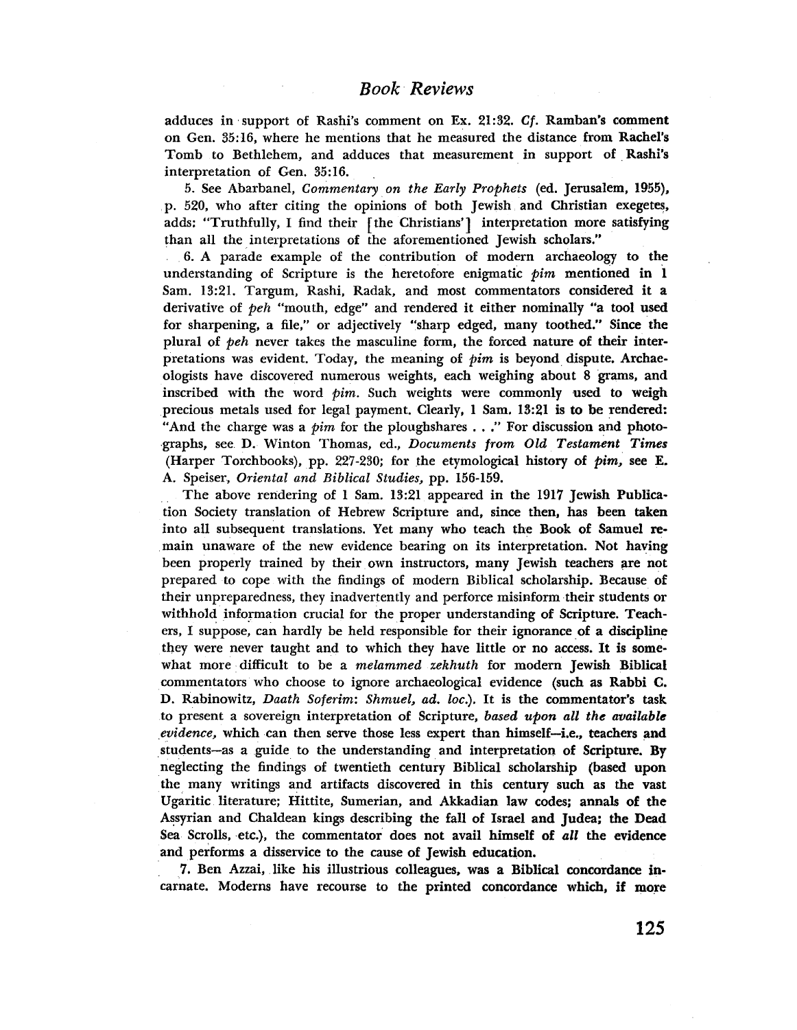adduces in support of Rashi's comment on Ex. 21:32. *Cf.* Ramban's comment on Gen. 35:16, where he mentions that he measured the distance from Rachel's Tomb to Bethlehem, and adduces that measurement in support of Rashi's interpretation of Gen. 35:16.

5. See Abarbanel, *Commentary on the Early Prophets* (ed. Jerusalem, 1955), p. 520, who after citing the opinions of both Jewish and Christian exegetes, adds: "Truthfully, I find their [the Christians'] interpretation more satisfying than all the interpretations of the aforementioned Jewish scholars."

6. A parade example of the contribution of modern archaeology to the understanding of Scripture is the heretofore enigmatic *pim* mentioned in 1 Sam. 13:21. Targum, Rashi, Radak, and most commentators considered it a derivative of *peh* "mouth, edge" and rendered it either nominally "a tool used for sharpening, a file," or adjectively "sharp edged, many toothed." Since the plural of *peh* never takes the masculine form, the forced nature of their interpretations was evident. Today, the meaning of *pim* is beyond dispute. Archaeologists have discovered numerous weights, each weighing about 8 grams, and inscribed with the word *pim*. Such weights were commonly used to weigh precious metals used for legal payment. Clearly, 1 Sam. 13:21 is to be rendered: "And the charge was a *pim* for the ploughshares . . ." For discussion and photographs, see D. Winton Thomas, ed., *Documents from Old Testament Times* (Harper Torchbooks), pp. 227-230; for the etymological history of *pim*, see E. A. Speiser, *Oriental and Biblical Studies*, pp. 156-159.

The above rendering of 1 Sam. 13:21 appeared in the 1917 Jewish Publication Society translation of Hebrew Scripture and, since then, has been taken into all subsequent translations. Yet many who teach the Book of Samuel remain unaware of the new evidence bearing on its interpretation. Not having been properly trained by their own instructors, many Jewish teachers are not prepared to cope with the findings of modern Biblical scholarship. Because of their unpreparedness, they inadvertently and perforce misinform their students or withhold information crucial for the proper understanding of Scripture. Teachers, I suppose, can hardly be held responsible for their ignorance of a discipline they were never taught and to which they have little or no access. It is somewhat more difficult to be a *melammed zekhuth* for modern Jewish Biblical commentators who choose to ignore archaeological evidence (such as Rabbi C. D. Rabinowitz, *Daath Soferim: Shmuel, ad. loc.*). It is the commentator's task to present a sovereign interpretation of Scripture, *based upon all the available evidence,* which can then serve those less expert than himself—i.e., teachers and students—as a guide to the understanding and interpretation of Scripture. By neglecting the findings of twentieth century Biblical scholarship (based upon the many writings and artifacts discovered in this century such as the vast Ugaritic literature; Hittite, Sumerian, and Akkadian law codes; annals of the Assyrian and Chaldean kings describing the fall of Israel and Judea; the Dead Sea Scrolls, etc.), the commentator does not avail himself of *all* the evidence and performs a disservice to the cause of Jewish education.

7. Ben Azzai, like his illustrious colleagues, was a Biblical concordance incarnate. Moderns have recourse to the printed concordance which, if more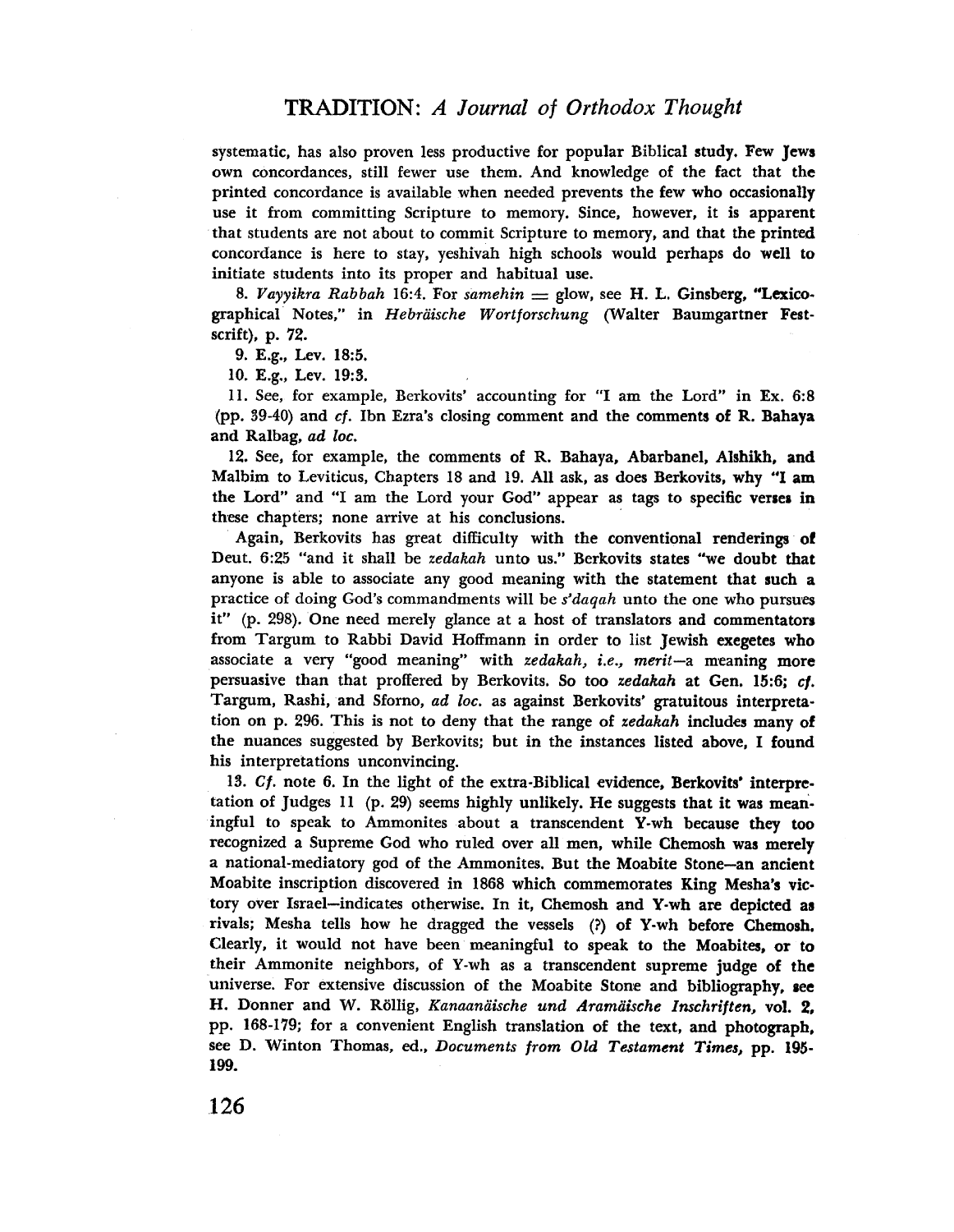systematic, has also proven less productive for popular Biblical study. Few Jews own concordances, still fewer use them. And knowledge of the fact that the printed concordance is available when needed prevents the few who occasionally use it from committing Scripture to memory. Since, however, it is apparent that students are not about to commit Scripture to memory, and that the printed concordance is here to stay, yeshivah high schools would perhaps do well to initiate students into its proper and habitual use.

8. *Vayyikra Rabbah* 16:4. For *samehin* = glow, see H. L. Ginsberg, "Lexicographical Notes," in *Hebräische Wortforschung* (Walter Baumgartner Festscrift), p. 72.

9. E.g., Lev. 18:5.

10. E.g., Lev. 19:3.

11. See, for example, Berkovits' accounting for "I am the Lord" in Ex. 6:8 (pp. 39-40) and *cf.* Ibn Ezra's closing comment and the comments of R. Bahaya and Ralbag, *ad loc.*

12. See, for example, the comments of R. Bahaya, Abarbanel, Alshikh, and Malbim to Leviticus, Chapters 18 and 19. All ask, as does Berkovits, why "I am the Lord" and "I am the Lord your God" appear as tags to specific verses in these chapters; none arrive at his conclusions.

Again, Berkovits has great difficulty with the conventional renderings of Deut. 6:25 "and it shall be *zedakah* unto us." Berkovits states "we doubt that anyone is able to associate any good meaning with the statement that such a practice of doing God's commandments will be *s'daqah* unto the one who pursues it" (p. 298). One need merely glance at a host of translators and commentators from Targum to Rabbi David Hoffmann in order to list Jewish exegetes who associate a very "good meaning" with *zedakah, i.e., merit*—a meaning more persuasive than that proffered by Berkovits. So too *zedakah* at Gen. 15:6; *cf.* Targum, Rashi, and Sforno, *ad loc.* as against Berkovits' gratuitous interpretation on p. 296. This is not to deny that the range of *zedakah* includes many of the nuances suggested by Berkovits; but in the instances listed above, I found his interpretations unconvincing.

13. *Cf.* note 6. In the light of the extra-Biblical evidence, Berkovits' interpretation of Judges 11 (p. 29) seems highly unlikely. He suggests that it was meaningful to speak to Ammonites about a transcendent Y-wh because they too recognized a Supreme God who ruled over all men, while Chemosh was merely a national-mediatory god of the Ammonites. But the Moabite Stone—an ancient Moabite inscription discovered in 1868 which commemorates King Mesha's victory over Israel—indicates otherwise. In it, Chemosh and Y-wh are depicted as rivals; Mesha tells how he dragged the vessels (?) of Y-wh before Chemosh. Clearly, it would not have been meaningful to speak to the Moabites, or to their Ammonite neighbors, of Y-wh as a transcendent supreme judge of the universe. For extensive discussion of the Moabite Stone and bibliography, see H. Donner and W. Röllig, *Kanaanäische und Aramäische Inschriften,* vol. 2, pp. 168-179; for a convenient English translation of the text, and photograph, see D. Winton Thomas, ed., *Documents from Old Testament Times,* pp. 195-199.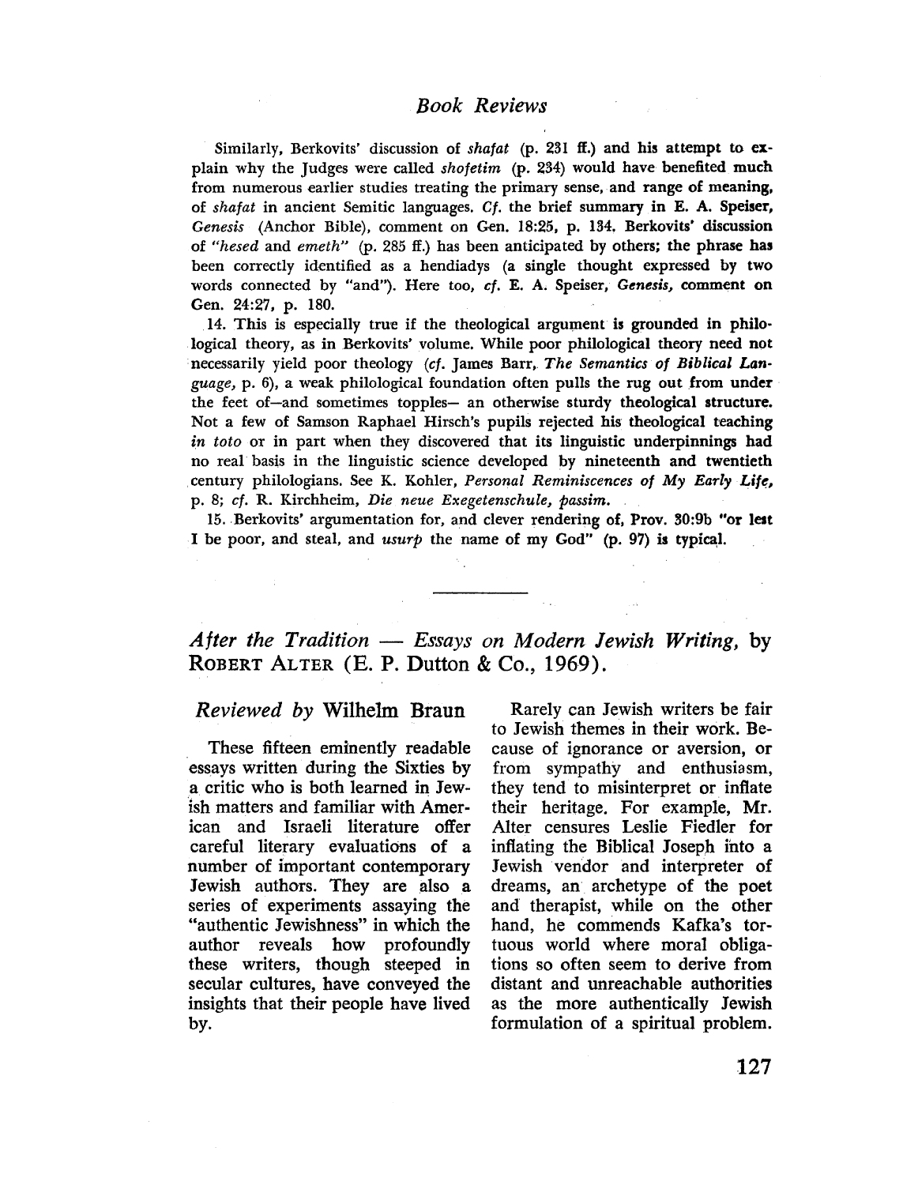Similarly, Berkovits' discussion of *shafat* (p. 231 ff.) and his attempt to explain why the Judges were called *shofetim* (p. 234) would have benefited much from numerous earlier studies treating the primary sense, and range of meaning, of *shafat* in ancient Semitic languages. *Cf.* the brief summary in E. A. Speiser, *Genesis* (Anchor Bible), comment on Gen. 18:25, p. 134. Berkovits' discussion of *"hesed* and *emeth"* (p. 285 ff.) has been anticipated by others; the phrase has been correctly identified as a hendiadys (a single thought expressed by two words connected by "and"). Here too, *cf.* E. A. Speiser, *Genesis,* comment on Gen. 24:27, p. 180.

14. This is especially true if the theological argument is grounded in philological theory, as in Berkovits' volume. While poor philological theory need not necessarily yield poor theology (*cf.* James Barr, *The Semantics of Biblical Language,* p. 6), a weak philological foundation often pulls the rug out from under the feet of—and sometimes topples— an otherwise sturdy theological structure. Not a few of Samson Raphael Hirsch's pupils rejected his theological teaching *in toto* or in part when they discovered that its linguistic underpinnings had no real basis in the linguistic science developed by nineteenth and twentieth century philologians. See K. Kohler, *Personal Reminiscences of My Early Life,* p. 8; *cf.* R. Kirchheim, *Die neue Exegetenschule, passim.*

15. Berkovits' argumentation for, and clever rendering of, Prov. 30:9b "or lest I be poor, and steal, and *usurp* the name of my God" (p. 97) is typical.

---

## *After the Tradition — Essays on Modern Jewish Writing,* by ROBERT ALTER (E. P. Dutton & Co., 1969).

*Reviewed by* Wilhelm Braun

These fifteen eminently readable essays written during the Sixties by a critic who is both learned in Jewish matters and familiar with American and Israeli literature offer careful literary evaluations of a number of important contemporary Jewish authors. They are also a series of experiments assaying the "authentic Jewishness" in which the author reveals how profoundly these writers, though steeped in secular cultures, have conveyed the insights that their people have lived by.

Rarely can Jewish writers be fair to Jewish themes in their work. Because of ignorance or aversion, or from sympathy and enthusiasm, they tend to misinterpret or inflate their heritage. For example, Mr. Alter censures Leslie Fiedler for inflating the Biblical Joseph into a Jewish vendor and interpreter of dreams, an archetype of the poet and therapist, while on the other hand, he commends Kafka's tortuous world where moral obligations so often seem to derive from distant and unreachable authorities as the more authentically Jewish formulation of a spiritual problem.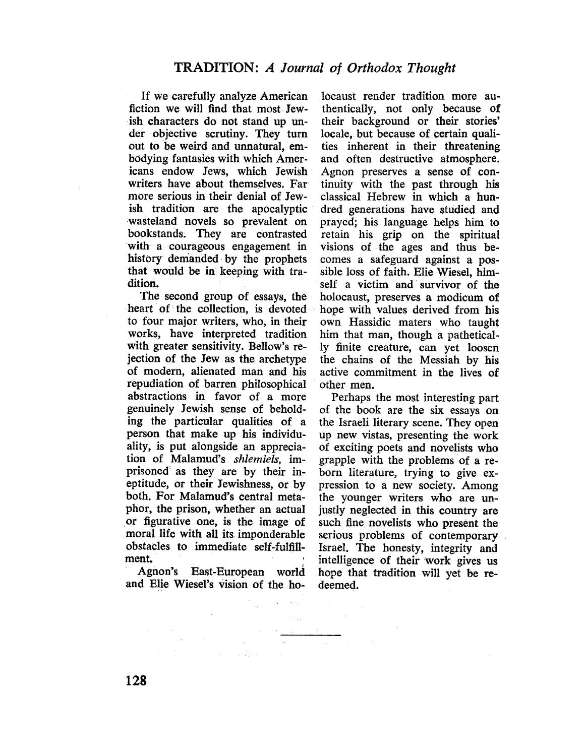If we carefully analyze American fiction we will find that most Jewish characters do not stand up under objective scrutiny. They turn out to be weird and unnatural, embodying fantasies with which Americans endow Jews, which Jewish writers have about themselves. Far more serious in their denial of Jewish tradition are the apocalyptic wasteland novels so prevalent on bookstands. They are contrasted with a courageous engagement in history demanded by the prophets that would be in keeping with tradition.

The second group of essays, the heart of the collection, is devoted to four major writers, who, in their works, have interpreted tradition with greater sensitivity. Bellow's rejection of the Jew as the archetype of modern, alienated man and his repudiation of barren philosophical abstractions in favor of a more genuinely Jewish sense of beholding the particular qualities of a person that make up his individuality, is put alongside an appreciation of Malamud's *shlemiels*, imprisoned as they are by their ineptitude, or their Jewishness, or by both. For Malamud's central metaphor, the prison, whether an actual or figurative one, is the image of moral life with all its imponderable obstacles to immediate self-fulfillment.

Agnon's East-European world and Elie Wiesel's vision of the holocaust render tradition more authentically, not only because of their background or their stories' locale, but because of certain qualities inherent in their threatening and often destructive atmosphere. Agnon preserves a sense of continuity with the past through his classical Hebrew in which a hundred generations have studied and prayed; his language helps him to retain his grip on the spiritual visions of the ages and thus becomes a safeguard against a possible loss of faith. Elie Wiesel, himself a victim and survivor of the holocaust, preserves a modicum of hope with values derived from his own Hassidic maters who taught him that man, though a pathetically finite creature, can yet loosen the chains of the Messiah by his active commitment in the lives of other men.

Perhaps the most interesting part of the book are the six essays on the Israeli literary scene. They open up new vistas, presenting the work of exciting poets and novelists who grapple with the problems of a reborn literature, trying to give expression to a new society. Among the younger writers who are unjustly neglected in this country are such fine novelists who present the serious problems of contemporary Israel. The honesty, integrity and intelligence of their work gives us hope that tradition will yet be redeemed.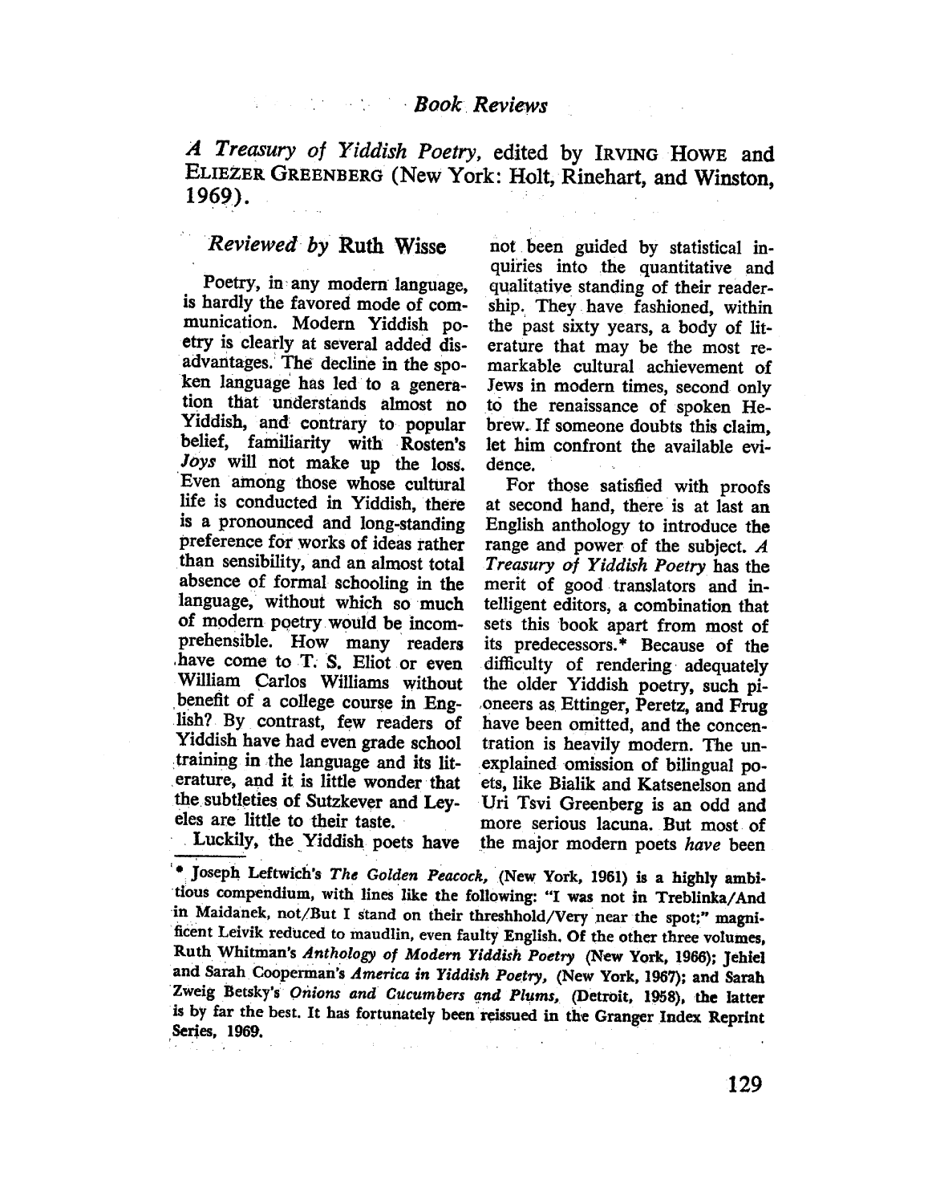## Book Reviews

*A Treasury of Yiddish Poetry*, edited by IRVING HOWE and ELIEZER GREENBERG (New York: Holt, Rinehart, and Winston, 1969).

*Reviewed by* Ruth Wisse

Poetry, in any modern language, is hardly the favored mode of communication. Modern Yiddish poetry is clearly at several added disadvantages. The decline in the spoken language has led to a generation that understands almost no Yiddish, and contrary to popular belief, familiarity with Rosten's *Joys* will not make up the loss. Even among those whose cultural life is conducted in Yiddish, there is a pronounced and long-standing preference for works of ideas rather than sensibility, and an almost total absence of formal schooling in the language, without which so much of modern poetry would be incomprehensible. How many readers have come to T. S. Eliot or even William Carlos Williams without benefit of a college course in English? By contrast, few readers of Yiddish have had even grade school training in the language and its literature, and it is little wonder that the subtleties of Sutzkever and Leyeles are little to their taste.

Luckily, the Yiddish poets have not been guided by statistical inquiries into the quantitative and qualitative standing of their readership. They have fashioned, within the past sixty years, a body of literature that may be the most remarkable cultural achievement of Jews in modern times, second only to the renaissance of spoken Hebrew. If someone doubts this claim, let him confront the available evidence.

For those satisfied with proofs at second hand, there is at last an English anthology to introduce the range and power of the subject. *A Treasury of Yiddish Poetry* has the merit of good translators and intelligent editors, a combination that sets this book apart from most of its predecessors.* Because of the difficulty of rendering adequately the older Yiddish poetry, such pioneers as Ettinger, Peretz, and Frug have been omitted, and the concentration is heavily modern. The unexplained omission of bilingual poets, like Bialik and Katsenelson and Uri Tsvi Greenberg is an odd and more serious lacuna. But most of the major modern poets *have* been

* Joseph Leftwich's *The Golden Peacock*, (New York, 1961) is a highly ambitious compendium, with lines like the following: "I was not in Treblinka/And in Maidanek, not/But I stand on their threshhold/Very near the spot;" magnificent Leivik reduced to maudlin, even faulty English. Of the other three volumes, Ruth Whitman's *Anthology of Modern Yiddish Poetry* (New York, 1966); Jehiel and Sarah Cooperman's *America in Yiddish Poetry*, (New York, 1967); and Sarah Zweig Betsky's *Onions and Cucumbers and Plums*, (Detroit, 1958), the latter is by far the best. It has fortunately been reissued in the Granger Index Reprint Series, 1969.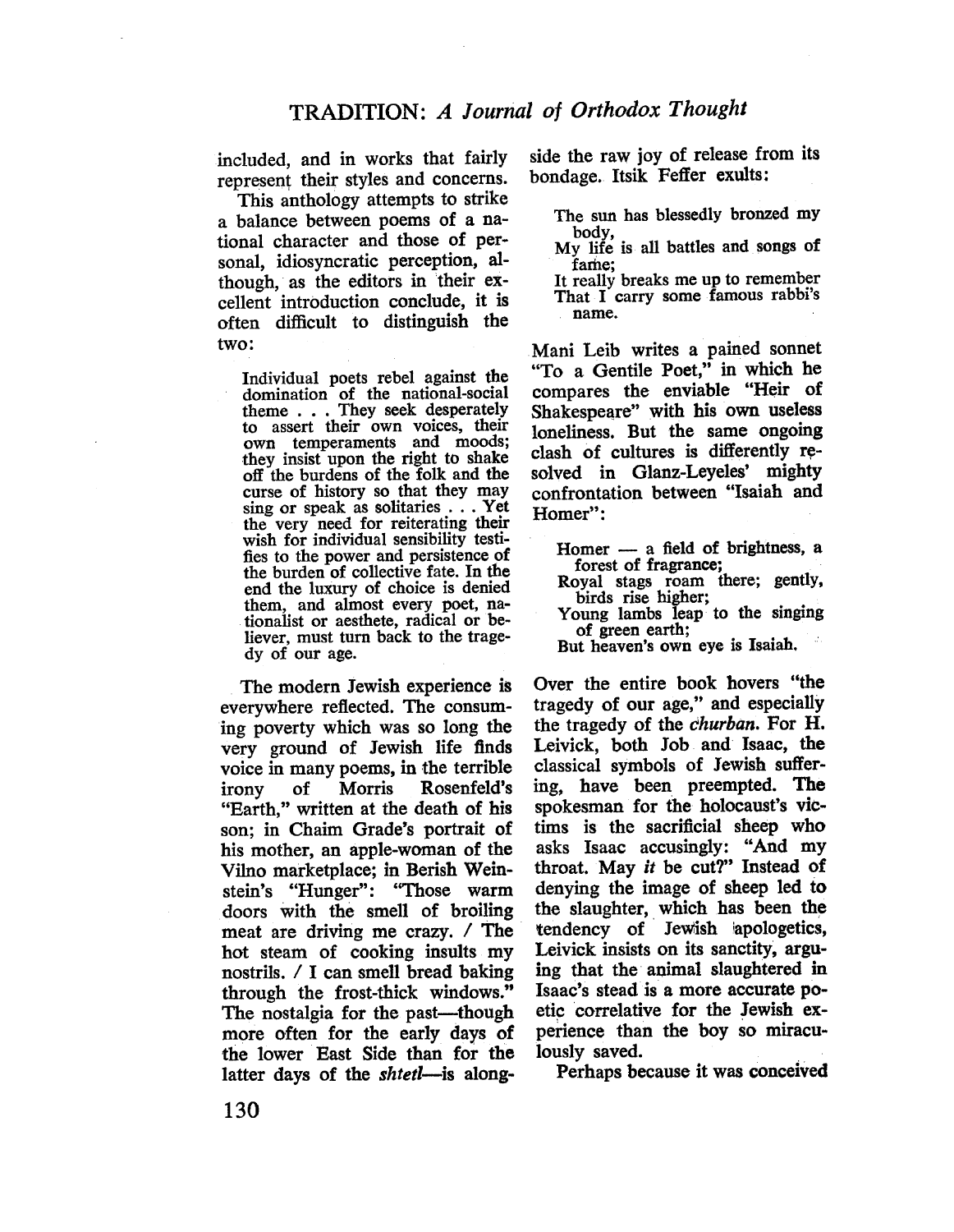included, and in works that fairly represent their styles and concerns.

This anthology attempts to strike a balance between poems of a national character and those of personal, idiosyncratic perception, although, as the editors in their excellent introduction conclude, it is often difficult to distinguish the two:

> Individual poets rebel against the domination of the national-social theme . . . They seek desperately to assert their own voices, their own temperaments and moods; they insist upon the right to shake off the burdens of the folk and the curse of history so that they may sing or speak as solitaries . . . Yet the very need for reiterating their wish for individual sensibility testifies to the power and persistence of the burden of collective fate. In the end the luxury of choice is denied them, and almost every poet, nationalist or aesthete, radical or believer, must turn back to the tragedy of our age.

The modern Jewish experience is everywhere reflected. The consuming poverty which was so long the very ground of Jewish life finds voice in many poems, in the terrible irony of Morris Rosenfeld's "Earth," written at the death of his son; in Chaim Grade's portrait of his mother, an apple-woman of the Vilno marketplace; in Berish Weinstein's "Hunger": "Those warm doors with the smell of broiling meat are driving me crazy. / The hot steam of cooking insults my nostrils. / I can smell bread baking through the frost-thick windows." The nostalgia for the past—though more often for the early days of the lower East Side than for the latter days of the *shtetl*—is alongside the raw joy of release from its bondage. Itsik Feffer exults:

> The sun has blessedly bronzed my body,
> My life is all battles and songs of fame;
> It really breaks me up to remember
> That I carry some famous rabbi's name.

Mani Leib writes a pained sonnet "To a Gentile Poet," in which he compares the enviable "Heir of Shakespeare" with his own useless loneliness. But the same ongoing clash of cultures is differently resolved in Glanz-Leyeles' mighty confrontation between "Isaiah and Homer":

> Homer — a field of brightness, a forest of fragrance;
> Royal stags roam there; gently, birds rise higher;
> Young lambs leap to the singing of green earth;
> But heaven's own eye is Isaiah.

Over the entire book hovers "the tragedy of our age," and especially the tragedy of the *churban*. For H. Leivick, both Job and Isaac, the classical symbols of Jewish suffering, have been preempted. The spokesman for the holocaust's victims is the sacrificial sheep who asks Isaac accusingly: "And my throat. May *it* be cut?" Instead of denying the image of sheep led to the slaughter, which has been the tendency of Jewish apologetics, Leivick insists on its sanctity, arguing that the animal slaughtered in Isaac's stead is a more accurate poetic correlative for the Jewish experience than the boy so miraculously saved.

Perhaps because it was conceived